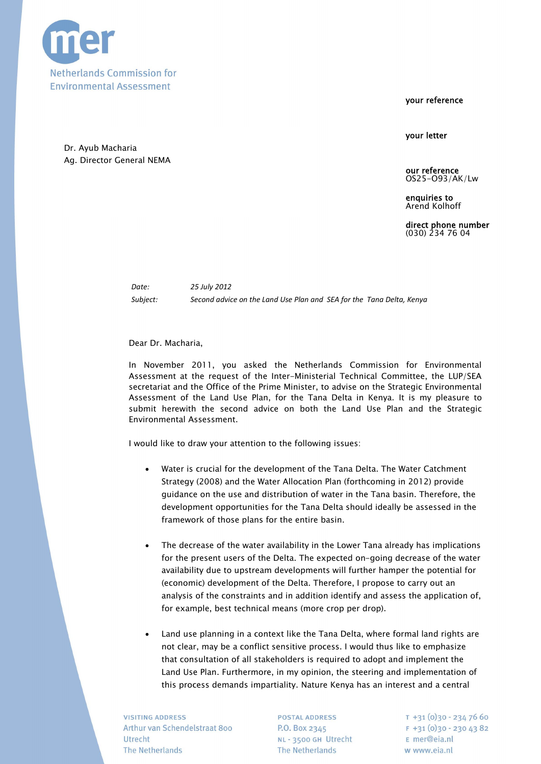Netherlands Commission for Environmental Assessment

Dr. Ayub Macharia
Ag. Director General NEMA

your reference

your letter

our reference
OS25-O93/AK/Lw

enquiries to
Arend Kolhoff

direct phone number
(030) 234 76 04

*Date:* *25 July 2012*
*Subject:* *Second advice on the Land Use Plan and SEA for the Tana Delta, Kenya*

Dear Dr. Macharia,

In November 2011, you asked the Netherlands Commission for Environmental Assessment at the request of the Inter-Ministerial Technical Committee, the LUP/SEA secretariat and the Office of the Prime Minister, to advise on the Strategic Environmental Assessment of the Land Use Plan, for the Tana Delta in Kenya. It is my pleasure to submit herewith the second advice on both the Land Use Plan and the Strategic Environmental Assessment.

I would like to draw your attention to the following issues:

- Water is crucial for the development of the Tana Delta. The Water Catchment Strategy (2008) and the Water Allocation Plan (forthcoming in 2012) provide guidance on the use and distribution of water in the Tana basin. Therefore, the development opportunities for the Tana Delta should ideally be assessed in the framework of those plans for the entire basin.

- The decrease of the water availability in the Lower Tana already has implications for the present users of the Delta. The expected on-going decrease of the water availability due to upstream developments will further hamper the potential for (economic) development of the Delta. Therefore, I propose to carry out an analysis of the constraints and in addition identify and assess the application of, for example, best technical means (more crop per drop).

- Land use planning in a context like the Tana Delta, where formal land rights are not clear, may be a conflict sensitive process. I would thus like to emphasize that consultation of all stakeholders is required to adopt and implement the Land Use Plan. Furthermore, in my opinion, the steering and implementation of this process demands impartiality. Nature Kenya has an interest and a central

VISITING ADDRESS
Arthur van Schendelstraat 800
Utrecht
The Netherlands

POSTAL ADDRESS
P.O. Box 2345
NL - 3500 GH Utrecht
The Netherlands

T +31 (0)30 - 234 76 60
F +31 (0)30 - 230 43 82
E mer@eia.nl
W www.eia.nl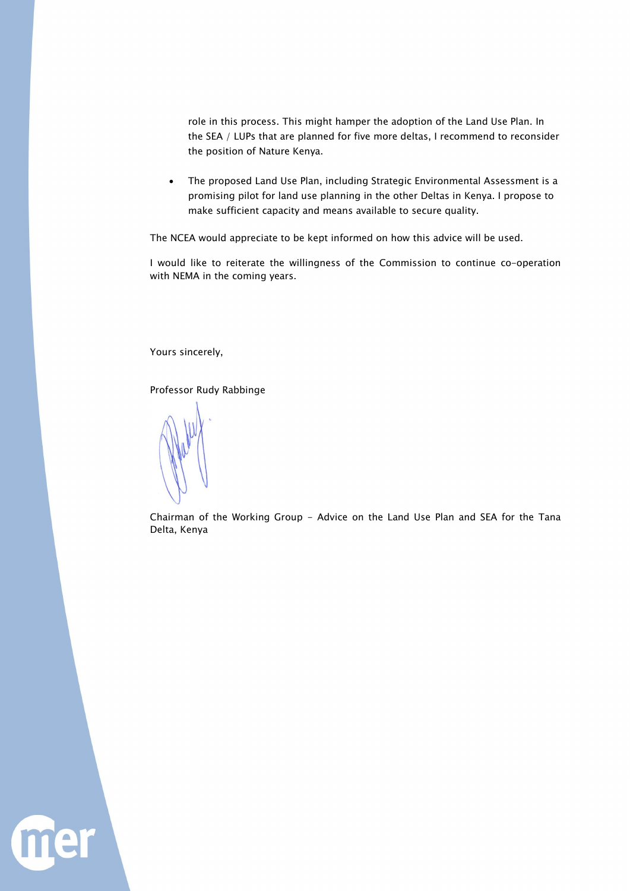role in this process. This might hamper the adoption of the Land Use Plan. In the SEA / LUPs that are planned for five more deltas, I recommend to reconsider the position of Nature Kenya.

- The proposed Land Use Plan, including Strategic Environmental Assessment is a promising pilot for land use planning in the other Deltas in Kenya. I propose to make sufficient capacity and means available to secure quality.

The NCEA would appreciate to be kept informed on how this advice will be used.

I would like to reiterate the willingness of the Commission to continue co-operation with NEMA in the coming years.

Yours sincerely,

Professor Rudy Rabbinge

Chairman of the Working Group - Advice on the Land Use Plan and SEA for the Tana Delta, Kenya